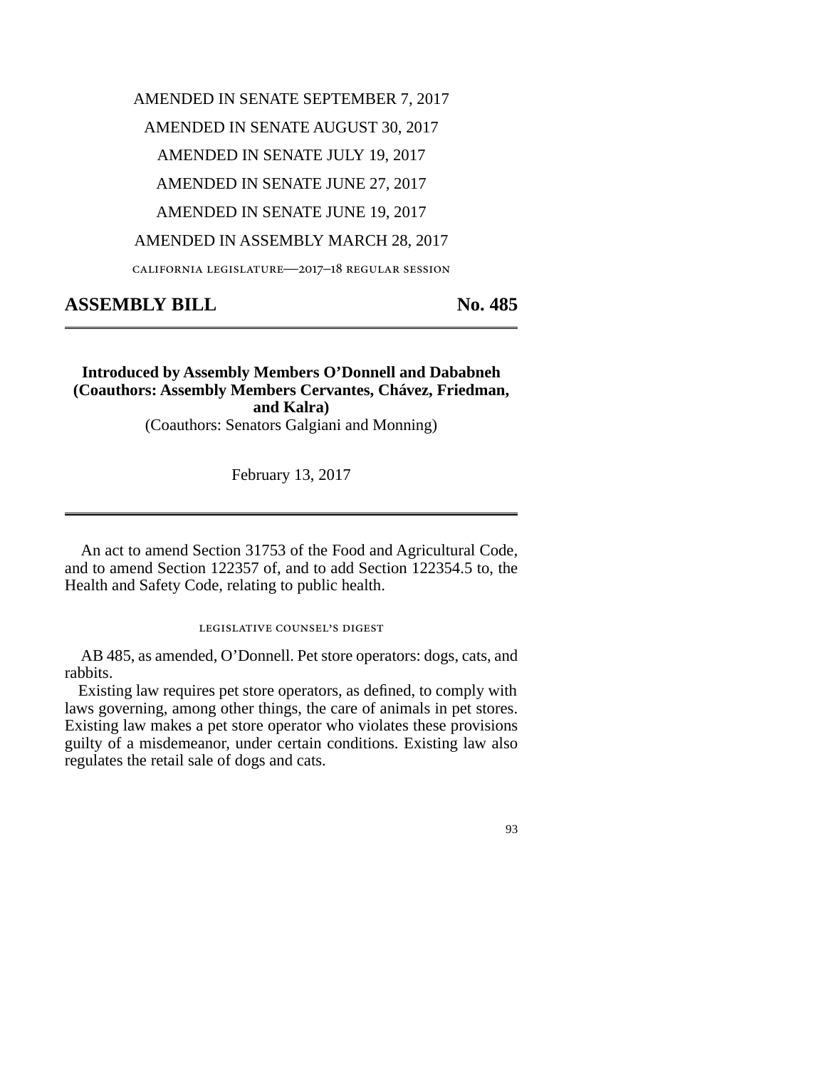AMENDED IN SENATE SEPTEMBER 7, 2017

AMENDED IN SENATE AUGUST 30, 2017

AMENDED IN SENATE JULY 19, 2017

AMENDED IN SENATE JUNE 27, 2017

AMENDED IN SENATE JUNE 19, 2017

AMENDED IN ASSEMBLY MARCH 28, 2017

CALIFORNIA LEGISLATURE—2017–18 REGULAR SESSION

# ASSEMBLY BILL No. 485

**Introduced by Assembly Members O'Donnell and Dababneh**
**(Coauthors: Assembly Members Cervantes, Chávez, Friedman, and Kalra)**
(Coauthors: Senators Galgiani and Monning)

February 13, 2017

An act to amend Section 31753 of the Food and Agricultural Code, and to amend Section 122357 of, and to add Section 122354.5 to, the Health and Safety Code, relating to public health.

LEGISLATIVE COUNSEL'S DIGEST

AB 485, as amended, O'Donnell. Pet store operators: dogs, cats, and rabbits.

Existing law requires pet store operators, as defined, to comply with laws governing, among other things, the care of animals in pet stores. Existing law makes a pet store operator who violates these provisions guilty of a misdemeanor, under certain conditions. Existing law also regulates the retail sale of dogs and cats.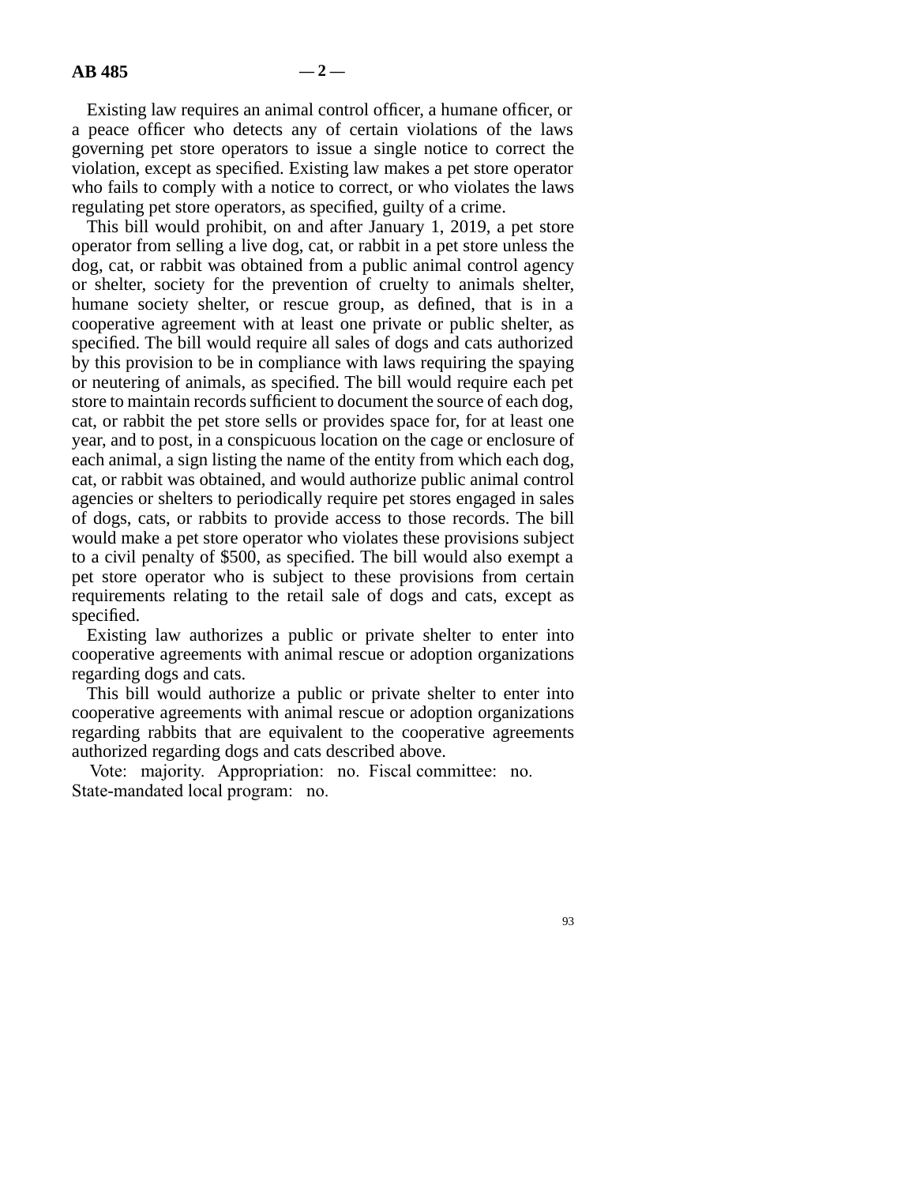Existing law requires an animal control officer, a humane officer, or a peace officer who detects any of certain violations of the laws governing pet store operators to issue a single notice to correct the violation, except as specified. Existing law makes a pet store operator who fails to comply with a notice to correct, or who violates the laws regulating pet store operators, as specified, guilty of a crime.

This bill would prohibit, on and after January 1, 2019, a pet store operator from selling a live dog, cat, or rabbit in a pet store unless the dog, cat, or rabbit was obtained from a public animal control agency or shelter, society for the prevention of cruelty to animals shelter, humane society shelter, or rescue group, as defined, that is in a cooperative agreement with at least one private or public shelter, as specified. The bill would require all sales of dogs and cats authorized by this provision to be in compliance with laws requiring the spaying or neutering of animals, as specified. The bill would require each pet store to maintain records sufficient to document the source of each dog, cat, or rabbit the pet store sells or provides space for, for at least one year, and to post, in a conspicuous location on the cage or enclosure of each animal, a sign listing the name of the entity from which each dog, cat, or rabbit was obtained, and would authorize public animal control agencies or shelters to periodically require pet stores engaged in sales of dogs, cats, or rabbits to provide access to those records. The bill would make a pet store operator who violates these provisions subject to a civil penalty of $500, as specified. The bill would also exempt a pet store operator who is subject to these provisions from certain requirements relating to the retail sale of dogs and cats, except as specified.

Existing law authorizes a public or private shelter to enter into cooperative agreements with animal rescue or adoption organizations regarding dogs and cats.

This bill would authorize a public or private shelter to enter into cooperative agreements with animal rescue or adoption organizations regarding rabbits that are equivalent to the cooperative agreements authorized regarding dogs and cats described above.

Vote: majority. Appropriation: no. Fiscal committee: no. State-mandated local program: no.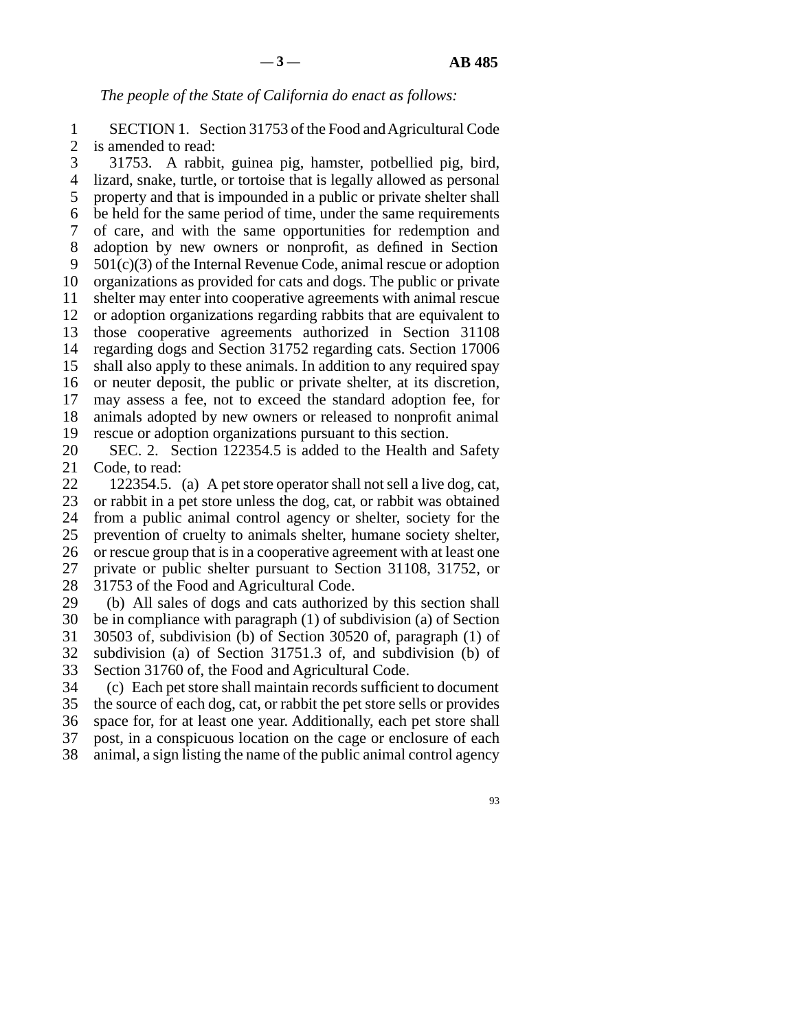*The people of the State of California do enact as follows:*

SECTION 1. Section 31753 of the Food and Agricultural Code is amended to read:

31753. A rabbit, guinea pig, hamster, potbellied pig, bird, lizard, snake, turtle, or tortoise that is legally allowed as personal property and that is impounded in a public or private shelter shall be held for the same period of time, under the same requirements of care, and with the same opportunities for redemption and adoption by new owners or nonprofit, as defined in Section 501(c)(3) of the Internal Revenue Code, animal rescue or adoption organizations as provided for cats and dogs. The public or private shelter may enter into cooperative agreements with animal rescue or adoption organizations regarding rabbits that are equivalent to those cooperative agreements authorized in Section 31108 regarding dogs and Section 31752 regarding cats. Section 17006 shall also apply to these animals. In addition to any required spay or neuter deposit, the public or private shelter, at its discretion, may assess a fee, not to exceed the standard adoption fee, for animals adopted by new owners or released to nonprofit animal rescue or adoption organizations pursuant to this section.

SEC. 2. Section 122354.5 is added to the Health and Safety Code, to read:

122354.5. (a) A pet store operator shall not sell a live dog, cat, or rabbit in a pet store unless the dog, cat, or rabbit was obtained from a public animal control agency or shelter, society for the prevention of cruelty to animals shelter, humane society shelter, or rescue group that is in a cooperative agreement with at least one private or public shelter pursuant to Section 31108, 31752, or 31753 of the Food and Agricultural Code.

(b) All sales of dogs and cats authorized by this section shall be in compliance with paragraph (1) of subdivision (a) of Section 30503 of, subdivision (b) of Section 30520 of, paragraph (1) of subdivision (a) of Section 31751.3 of, and subdivision (b) of Section 31760 of, the Food and Agricultural Code.

(c) Each pet store shall maintain records sufficient to document the source of each dog, cat, or rabbit the pet store sells or provides space for, for at least one year. Additionally, each pet store shall post, in a conspicuous location on the cage or enclosure of each animal, a sign listing the name of the public animal control agency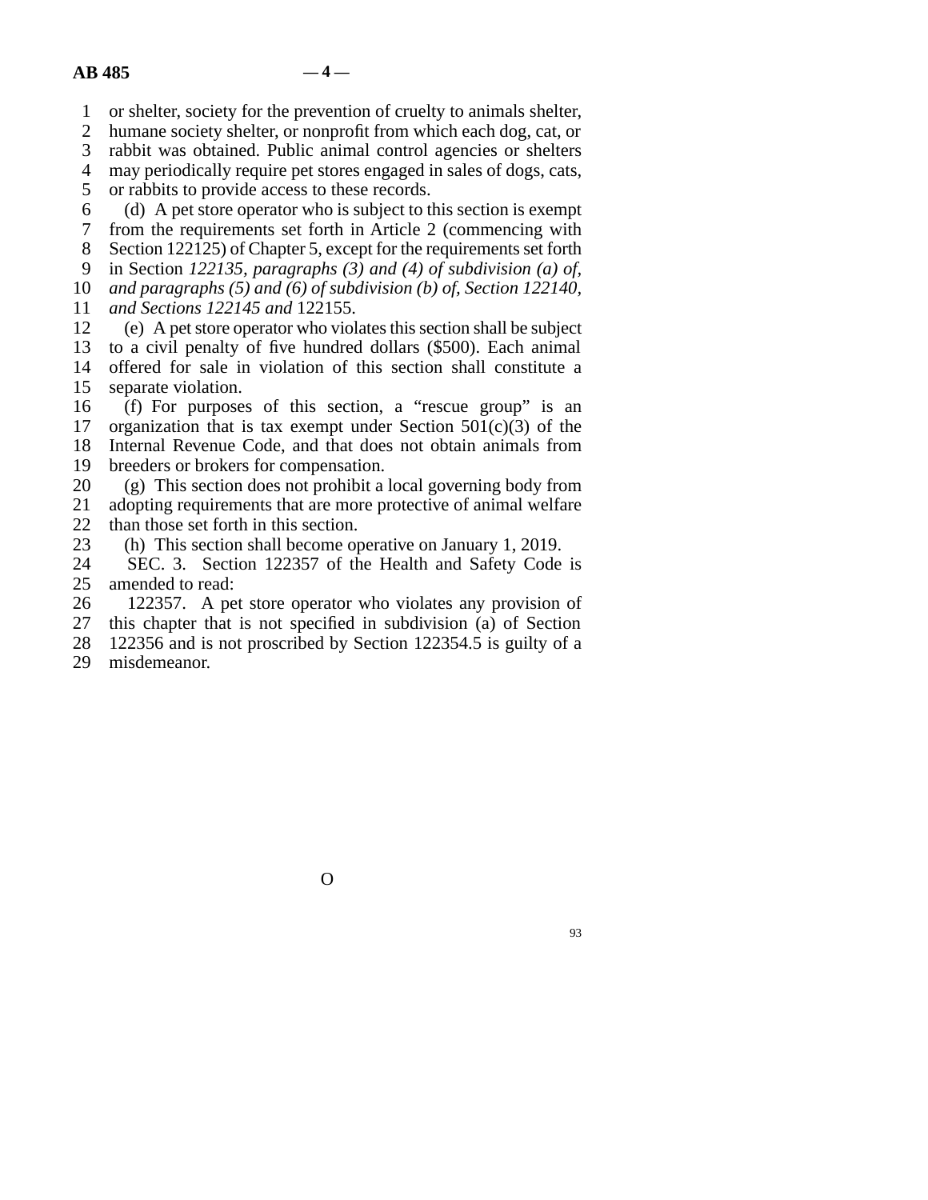or shelter, society for the prevention of cruelty to animals shelter, humane society shelter, or nonprofit from which each dog, cat, or rabbit was obtained. Public animal control agencies or shelters may periodically require pet stores engaged in sales of dogs, cats, or rabbits to provide access to these records.

(d) A pet store operator who is subject to this section is exempt from the requirements set forth in Article 2 (commencing with Section 122125) of Chapter 5, except for the requirements set forth in Section *122135, paragraphs (3) and (4) of subdivision (a) of, and paragraphs (5) and (6) of subdivision (b) of, Section 122140, and Sections 122145 and* 122155.

(e) A pet store operator who violates this section shall be subject to a civil penalty of five hundred dollars ($500). Each animal offered for sale in violation of this section shall constitute a separate violation.

(f) For purposes of this section, a "rescue group" is an organization that is tax exempt under Section 501(c)(3) of the Internal Revenue Code, and that does not obtain animals from breeders or brokers for compensation.

(g) This section does not prohibit a local governing body from adopting requirements that are more protective of animal welfare than those set forth in this section.

(h) This section shall become operative on January 1, 2019.

SEC. 3. Section 122357 of the Health and Safety Code is amended to read:

122357. A pet store operator who violates any provision of this chapter that is not specified in subdivision (a) of Section 122356 and is not proscribed by Section 122354.5 is guilty of a misdemeanor.

O